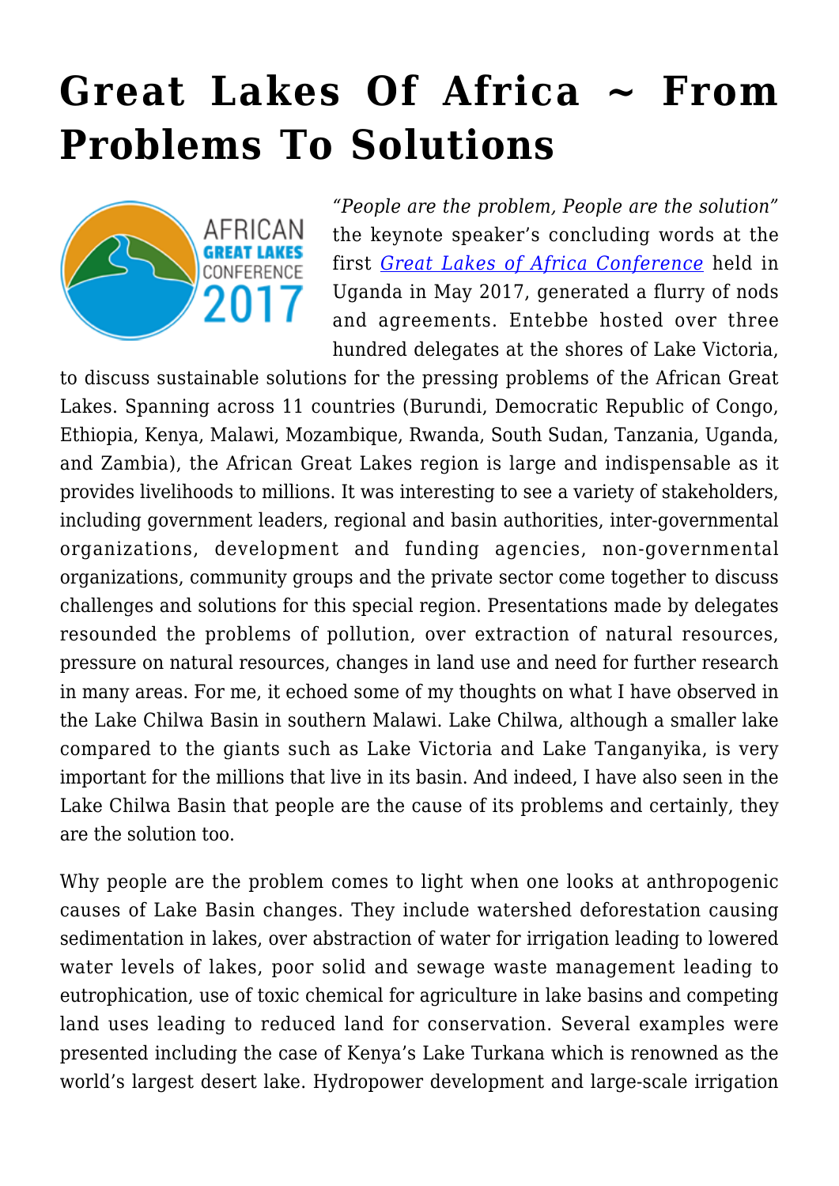# Great Lakes Of Africa ~ From Problems To Solutions

*"People are the problem, People are the solution"* the keynote speaker's concluding words at the first *[Great Lakes of Africa Conference](#)* held in Uganda in May 2017, generated a flurry of nods and agreements. Entebbe hosted over three hundred delegates at the shores of Lake Victoria, to discuss sustainable solutions for the pressing problems of the African Great Lakes. Spanning across 11 countries (Burundi, Democratic Republic of Congo, Ethiopia, Kenya, Malawi, Mozambique, Rwanda, South Sudan, Tanzania, Uganda, and Zambia), the African Great Lakes region is large and indispensable as it provides livelihoods to millions. It was interesting to see a variety of stakeholders, including government leaders, regional and basin authorities, inter-governmental organizations, development and funding agencies, non-governmental organizations, community groups and the private sector come together to discuss challenges and solutions for this special region. Presentations made by delegates resounded the problems of pollution, over extraction of natural resources, pressure on natural resources, changes in land use and need for further research in many areas. For me, it echoed some of my thoughts on what I have observed in the Lake Chilwa Basin in southern Malawi. Lake Chilwa, although a smaller lake compared to the giants such as Lake Victoria and Lake Tanganyika, is very important for the millions that live in its basin. And indeed, I have also seen in the Lake Chilwa Basin that people are the cause of its problems and certainly, they are the solution too.

Why people are the problem comes to light when one looks at anthropogenic causes of Lake Basin changes. They include watershed deforestation causing sedimentation in lakes, over abstraction of water for irrigation leading to lowered water levels of lakes, poor solid and sewage waste management leading to eutrophication, use of toxic chemical for agriculture in lake basins and competing land uses leading to reduced land for conservation. Several examples were presented including the case of Kenya's Lake Turkana which is renowned as the world's largest desert lake. Hydropower development and large-scale irrigation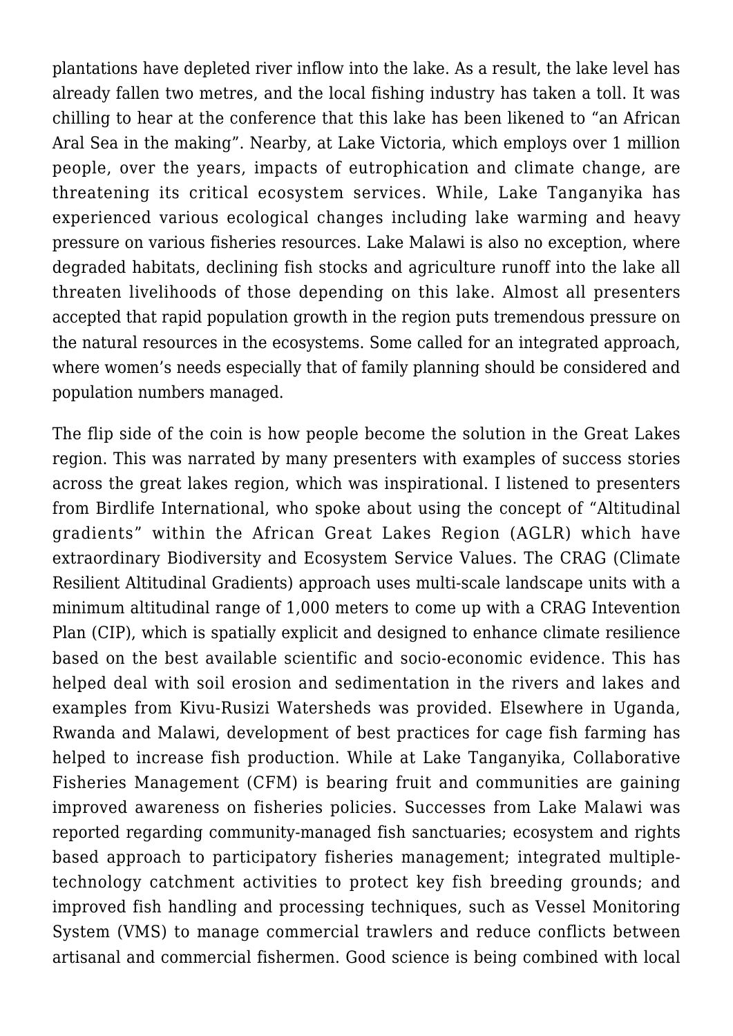plantations have depleted river inflow into the lake. As a result, the lake level has already fallen two metres, and the local fishing industry has taken a toll. It was chilling to hear at the conference that this lake has been likened to "an African Aral Sea in the making". Nearby, at Lake Victoria, which employs over 1 million people, over the years, impacts of eutrophication and climate change, are threatening its critical ecosystem services. While, Lake Tanganyika has experienced various ecological changes including lake warming and heavy pressure on various fisheries resources. Lake Malawi is also no exception, where degraded habitats, declining fish stocks and agriculture runoff into the lake all threaten livelihoods of those depending on this lake. Almost all presenters accepted that rapid population growth in the region puts tremendous pressure on the natural resources in the ecosystems. Some called for an integrated approach, where women's needs especially that of family planning should be considered and population numbers managed.

The flip side of the coin is how people become the solution in the Great Lakes region. This was narrated by many presenters with examples of success stories across the great lakes region, which was inspirational. I listened to presenters from Birdlife International, who spoke about using the concept of "Altitudinal gradients" within the African Great Lakes Region (AGLR) which have extraordinary Biodiversity and Ecosystem Service Values. The CRAG (Climate Resilient Altitudinal Gradients) approach uses multi-scale landscape units with a minimum altitudinal range of 1,000 meters to come up with a CRAG Intevention Plan (CIP), which is spatially explicit and designed to enhance climate resilience based on the best available scientific and socio-economic evidence. This has helped deal with soil erosion and sedimentation in the rivers and lakes and examples from Kivu-Rusizi Watersheds was provided. Elsewhere in Uganda, Rwanda and Malawi, development of best practices for cage fish farming has helped to increase fish production. While at Lake Tanganyika, Collaborative Fisheries Management (CFM) is bearing fruit and communities are gaining improved awareness on fisheries policies. Successes from Lake Malawi was reported regarding community-managed fish sanctuaries; ecosystem and rights based approach to participatory fisheries management; integrated multiple-technology catchment activities to protect key fish breeding grounds; and improved fish handling and processing techniques, such as Vessel Monitoring System (VMS) to manage commercial trawlers and reduce conflicts between artisanal and commercial fishermen. Good science is being combined with local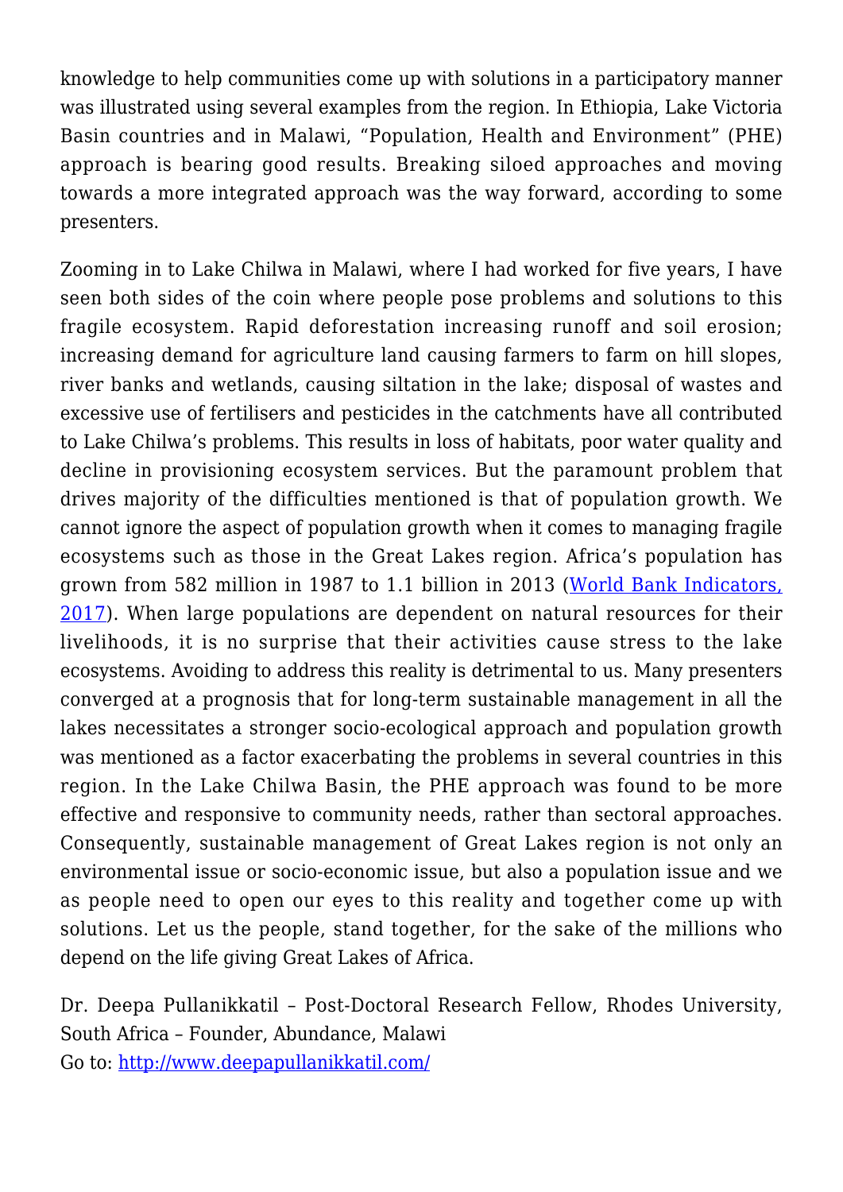knowledge to help communities come up with solutions in a participatory manner was illustrated using several examples from the region. In Ethiopia, Lake Victoria Basin countries and in Malawi, "Population, Health and Environment" (PHE) approach is bearing good results. Breaking siloed approaches and moving towards a more integrated approach was the way forward, according to some presenters.

Zooming in to Lake Chilwa in Malawi, where I had worked for five years, I have seen both sides of the coin where people pose problems and solutions to this fragile ecosystem. Rapid deforestation increasing runoff and soil erosion; increasing demand for agriculture land causing farmers to farm on hill slopes, river banks and wetlands, causing siltation in the lake; disposal of wastes and excessive use of fertilisers and pesticides in the catchments have all contributed to Lake Chilwa's problems. This results in loss of habitats, poor water quality and decline in provisioning ecosystem services. But the paramount problem that drives majority of the difficulties mentioned is that of population growth. We cannot ignore the aspect of population growth when it comes to managing fragile ecosystems such as those in the Great Lakes region. Africa's population has grown from 582 million in 1987 to 1.1 billion in 2013 ([World Bank Indicators, 2017]()). When large populations are dependent on natural resources for their livelihoods, it is no surprise that their activities cause stress to the lake ecosystems. Avoiding to address this reality is detrimental to us. Many presenters converged at a prognosis that for long-term sustainable management in all the lakes necessitates a stronger socio-ecological approach and population growth was mentioned as a factor exacerbating the problems in several countries in this region. In the Lake Chilwa Basin, the PHE approach was found to be more effective and responsive to community needs, rather than sectoral approaches. Consequently, sustainable management of Great Lakes region is not only an environmental issue or socio-economic issue, but also a population issue and we as people need to open our eyes to this reality and together come up with solutions. Let us the people, stand together, for the sake of the millions who depend on the life giving Great Lakes of Africa.

Dr. Deepa Pullanikkatil – Post-Doctoral Research Fellow, Rhodes University, South Africa – Founder, Abundance, Malawi
Go to: [http://www.deepapullanikkatil.com/](http://www.deepapullanikkatil.com/)